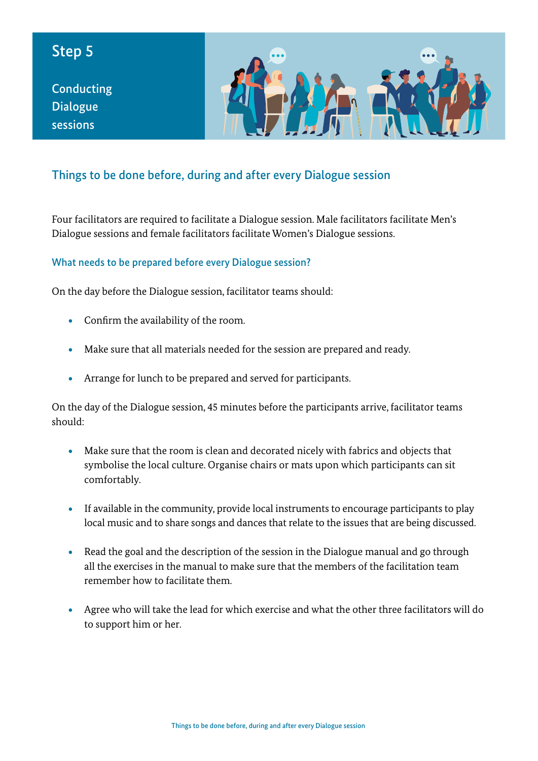# Step 5

## Conducting Dialogue sessions

## Things to be done before, during and after every Dialogue session

Four facilitators are required to facilitate a Dialogue session. Male facilitators facilitate Men's Dialogue sessions and female facilitators facilitate Women's Dialogue sessions.

### What needs to be prepared before every Dialogue session?

On the day before the Dialogue session, facilitator teams should:

- Confirm the availability of the room.
- Make sure that all materials needed for the session are prepared and ready.
- Arrange for lunch to be prepared and served for participants.

On the day of the Dialogue session, 45 minutes before the participants arrive, facilitator teams should:

- Make sure that the room is clean and decorated nicely with fabrics and objects that symbolise the local culture. Organise chairs or mats upon which participants can sit comfortably.
- If available in the community, provide local instruments to encourage participants to play local music and to share songs and dances that relate to the issues that are being discussed.
- Read the goal and the description of the session in the Dialogue manual and go through all the exercises in the manual to make sure that the members of the facilitation team remember how to facilitate them.
- Agree who will take the lead for which exercise and what the other three facilitators will do to support him or her.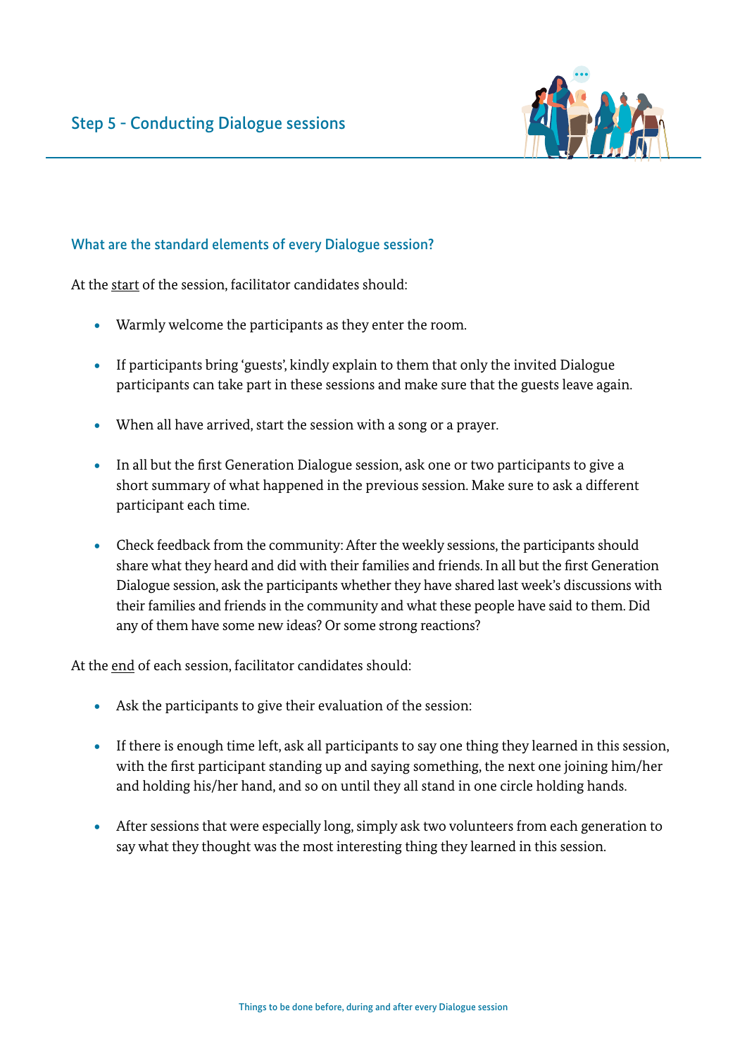## Step 5 - Conducting Dialogue sessions

### What are the standard elements of every Dialogue session?

At the start of the session, facilitator candidates should:

- Warmly welcome the participants as they enter the room.
- If participants bring 'guests', kindly explain to them that only the invited Dialogue participants can take part in these sessions and make sure that the guests leave again.
- When all have arrived, start the session with a song or a prayer.
- In all but the first Generation Dialogue session, ask one or two participants to give a short summary of what happened in the previous session. Make sure to ask a different participant each time.
- Check feedback from the community: After the weekly sessions, the participants should share what they heard and did with their families and friends. In all but the first Generation Dialogue session, ask the participants whether they have shared last week's discussions with their families and friends in the community and what these people have said to them. Did any of them have some new ideas? Or some strong reactions?

At the end of each session, facilitator candidates should:

- Ask the participants to give their evaluation of the session:
- If there is enough time left, ask all participants to say one thing they learned in this session, with the first participant standing up and saying something, the next one joining him/her and holding his/her hand, and so on until they all stand in one circle holding hands.
- After sessions that were especially long, simply ask two volunteers from each generation to say what they thought was the most interesting thing they learned in this session.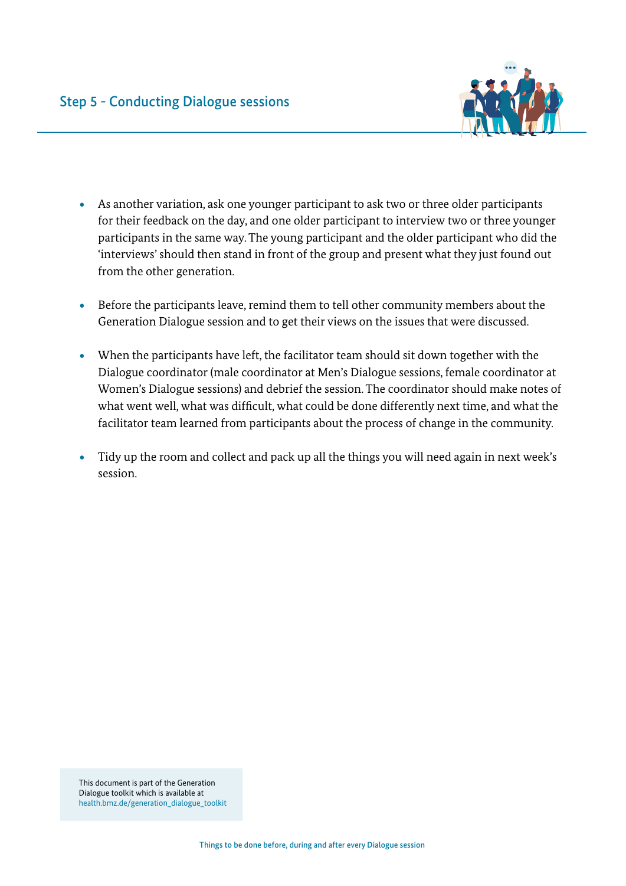## Step 5 - Conducting Dialogue sessions

- As another variation, ask one younger participant to ask two or three older participants for their feedback on the day, and one older participant to interview two or three younger participants in the same way. The young participant and the older participant who did the 'interviews' should then stand in front of the group and present what they just found out from the other generation.

- Before the participants leave, remind them to tell other community members about the Generation Dialogue session and to get their views on the issues that were discussed.

- When the participants have left, the facilitator team should sit down together with the Dialogue coordinator (male coordinator at Men's Dialogue sessions, female coordinator at Women's Dialogue sessions) and debrief the session. The coordinator should make notes of what went well, what was difficult, what could be done differently next time, and what the facilitator team learned from participants about the process of change in the community.

- Tidy up the room and collect and pack up all the things you will need again in next week's session.

This document is part of the Generation Dialogue toolkit which is available at health.bmz.de/generation_dialogue_toolkit